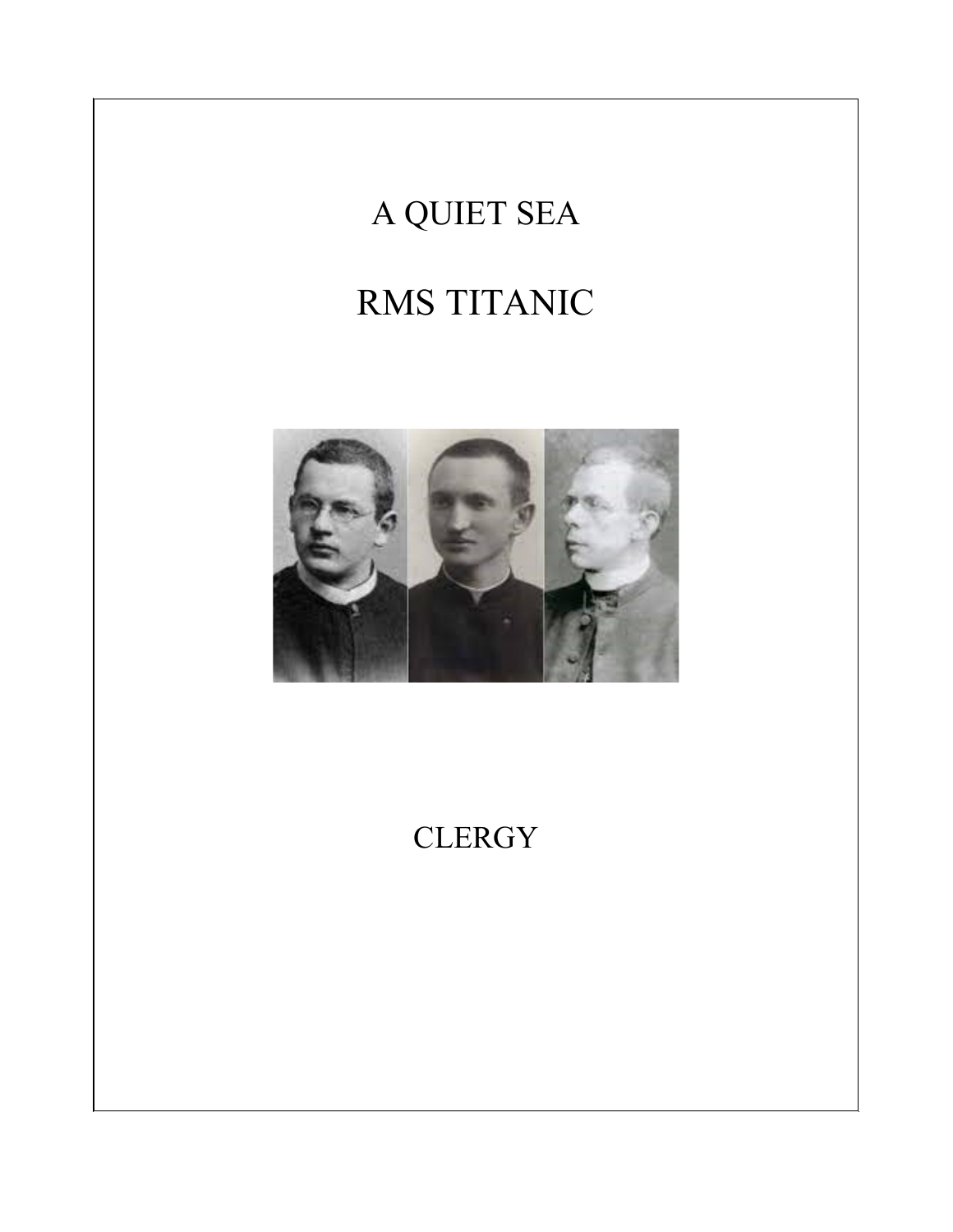# A QUIET SEA

# RMS TITANIC

## CLERGY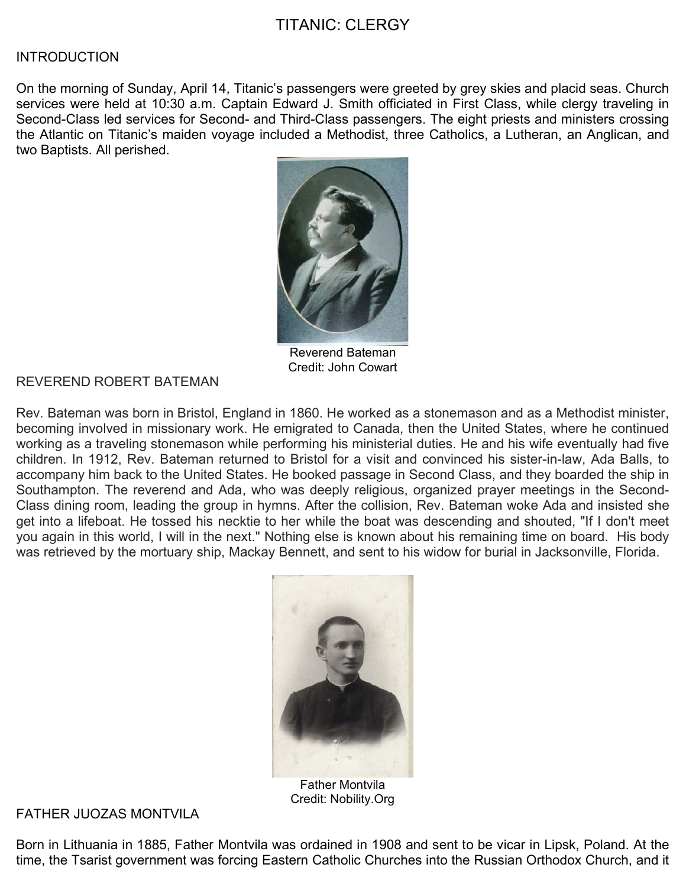# TITANIC: CLERGY

## INTRODUCTION

On the morning of Sunday, April 14, Titanic's passengers were greeted by grey skies and placid seas. Church services were held at 10:30 a.m. Captain Edward J. Smith officiated in First Class, while clergy traveling in Second-Class led services for Second- and Third-Class passengers. The eight priests and ministers crossing the Atlantic on Titanic's maiden voyage included a Methodist, three Catholics, a Lutheran, an Anglican, and two Baptists. All perished.

Reverend Bateman
Credit: John Cowart

## REVEREND ROBERT BATEMAN

Rev. Bateman was born in Bristol, England in 1860. He worked as a stonemason and as a Methodist minister, becoming involved in missionary work. He emigrated to Canada, then the United States, where he continued working as a traveling stonemason while performing his ministerial duties. He and his wife eventually had five children. In 1912, Rev. Bateman returned to Bristol for a visit and convinced his sister-in-law, Ada Balls, to accompany him back to the United States. He booked passage in Second Class, and they boarded the ship in Southampton. The reverend and Ada, who was deeply religious, organized prayer meetings in the Second-Class dining room, leading the group in hymns. After the collision, Rev. Bateman woke Ada and insisted she get into a lifeboat. He tossed his necktie to her while the boat was descending and shouted, "If I don't meet you again in this world, I will in the next." Nothing else is known about his remaining time on board. His body was retrieved by the mortuary ship, Mackay Bennett, and sent to his widow for burial in Jacksonville, Florida.

Father Montvila
Credit: Nobility.Org

## FATHER JUOZAS MONTVILA

Born in Lithuania in 1885, Father Montvila was ordained in 1908 and sent to be vicar in Lipsk, Poland. At the time, the Tsarist government was forcing Eastern Catholic Churches into the Russian Orthodox Church, and it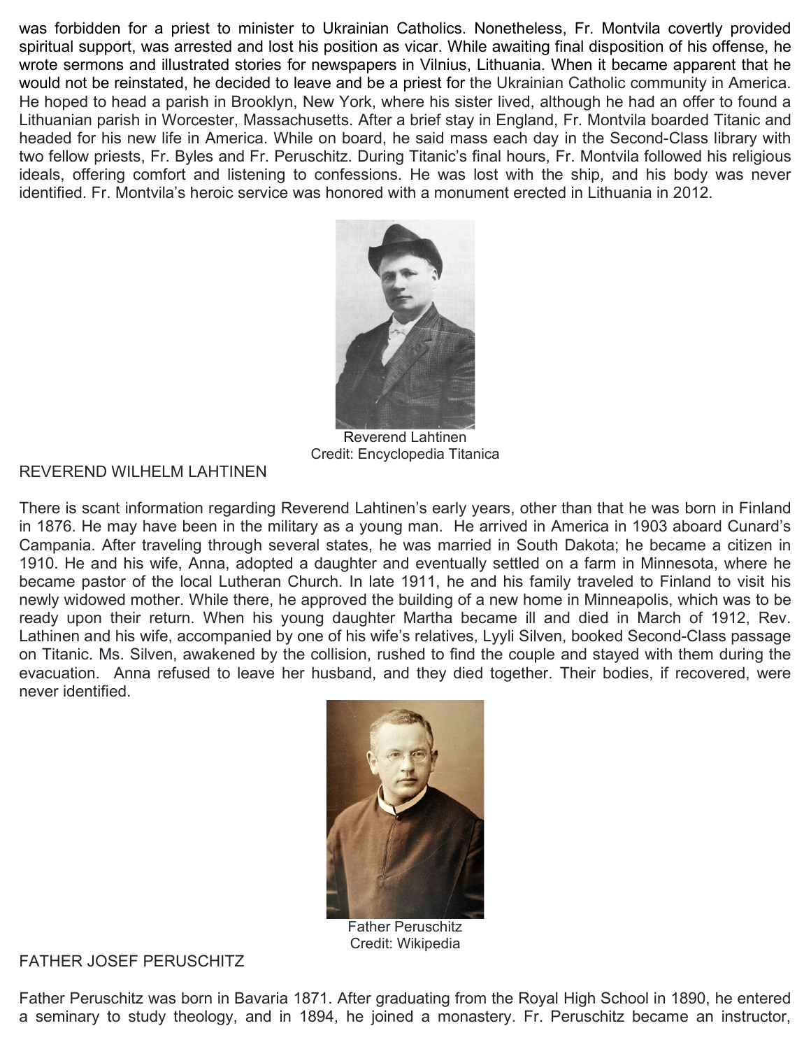was forbidden for a priest to minister to Ukrainian Catholics. Nonetheless, Fr. Montvila covertly provided spiritual support, was arrested and lost his position as vicar. While awaiting final disposition of his offense, he wrote sermons and illustrated stories for newspapers in Vilnius, Lithuania. When it became apparent that he would not be reinstated, he decided to leave and be a priest for the Ukrainian Catholic community in America. He hoped to head a parish in Brooklyn, New York, where his sister lived, although he had an offer to found a Lithuanian parish in Worcester, Massachusetts. After a brief stay in England, Fr. Montvila boarded Titanic and headed for his new life in America. While on board, he said mass each day in the Second-Class library with two fellow priests, Fr. Byles and Fr. Peruschitz. During Titanic's final hours, Fr. Montvila followed his religious ideals, offering comfort and listening to confessions. He was lost with the ship, and his body was never identified. Fr. Montvila's heroic service was honored with a monument erected in Lithuania in 2012.

Reverend Lahtinen
Credit: Encyclopedia Titanica

## REVEREND WILHELM LAHTINEN

There is scant information regarding Reverend Lahtinen's early years, other than that he was born in Finland in 1876. He may have been in the military as a young man. He arrived in America in 1903 aboard Cunard's Campania. After traveling through several states, he was married in South Dakota; he became a citizen in 1910. He and his wife, Anna, adopted a daughter and eventually settled on a farm in Minnesota, where he became pastor of the local Lutheran Church. In late 1911, he and his family traveled to Finland to visit his newly widowed mother. While there, he approved the building of a new home in Minneapolis, which was to be ready upon their return. When his young daughter Martha became ill and died in March of 1912, Rev. Lathinen and his wife, accompanied by one of his wife's relatives, Lyyli Silven, booked Second-Class passage on Titanic. Ms. Silven, awakened by the collision, rushed to find the couple and stayed with them during the evacuation. Anna refused to leave her husband, and they died together. Their bodies, if recovered, were never identified.

Father Peruschitz
Credit: Wikipedia

## FATHER JOSEF PERUSCHITZ

Father Peruschitz was born in Bavaria 1871. After graduating from the Royal High School in 1890, he entered a seminary to study theology, and in 1894, he joined a monastery. Fr. Peruschitz became an instructor,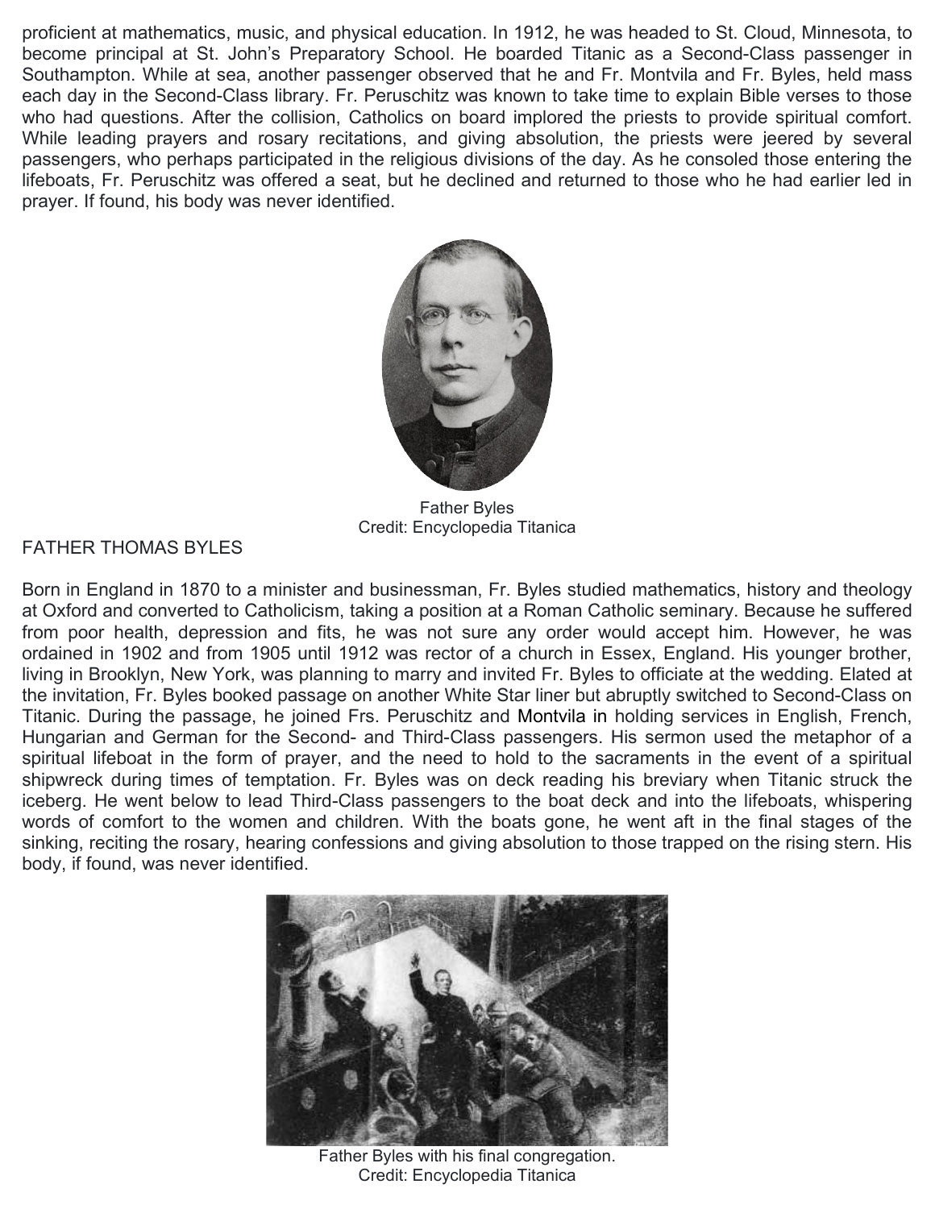proficient at mathematics, music, and physical education. In 1912, he was headed to St. Cloud, Minnesota, to become principal at St. John's Preparatory School. He boarded Titanic as a Second-Class passenger in Southampton. While at sea, another passenger observed that he and Fr. Montvila and Fr. Byles, held mass each day in the Second-Class library. Fr. Peruschitz was known to take time to explain Bible verses to those who had questions. After the collision, Catholics on board implored the priests to provide spiritual comfort. While leading prayers and rosary recitations, and giving absolution, the priests were jeered by several passengers, who perhaps participated in the religious divisions of the day. As he consoled those entering the lifeboats, Fr. Peruschitz was offered a seat, but he declined and returned to those who he had earlier led in prayer. If found, his body was never identified.

Father Byles
Credit: Encyclopedia Titanica

FATHER THOMAS BYLES

Born in England in 1870 to a minister and businessman, Fr. Byles studied mathematics, history and theology at Oxford and converted to Catholicism, taking a position at a Roman Catholic seminary. Because he suffered from poor health, depression and fits, he was not sure any order would accept him. However, he was ordained in 1902 and from 1905 until 1912 was rector of a church in Essex, England. His younger brother, living in Brooklyn, New York, was planning to marry and invited Fr. Byles to officiate at the wedding. Elated at the invitation, Fr. Byles booked passage on another White Star liner but abruptly switched to Second-Class on Titanic. During the passage, he joined Frs. Peruschitz and Montvila in holding services in English, French, Hungarian and German for the Second- and Third-Class passengers. His sermon used the metaphor of a spiritual lifeboat in the form of prayer, and the need to hold to the sacraments in the event of a spiritual shipwreck during times of temptation. Fr. Byles was on deck reading his breviary when Titanic struck the iceberg. He went below to lead Third-Class passengers to the boat deck and into the lifeboats, whispering words of comfort to the women and children. With the boats gone, he went aft in the final stages of the sinking, reciting the rosary, hearing confessions and giving absolution to those trapped on the rising stern. His body, if found, was never identified.

Father Byles with his final congregation.
Credit: Encyclopedia Titanica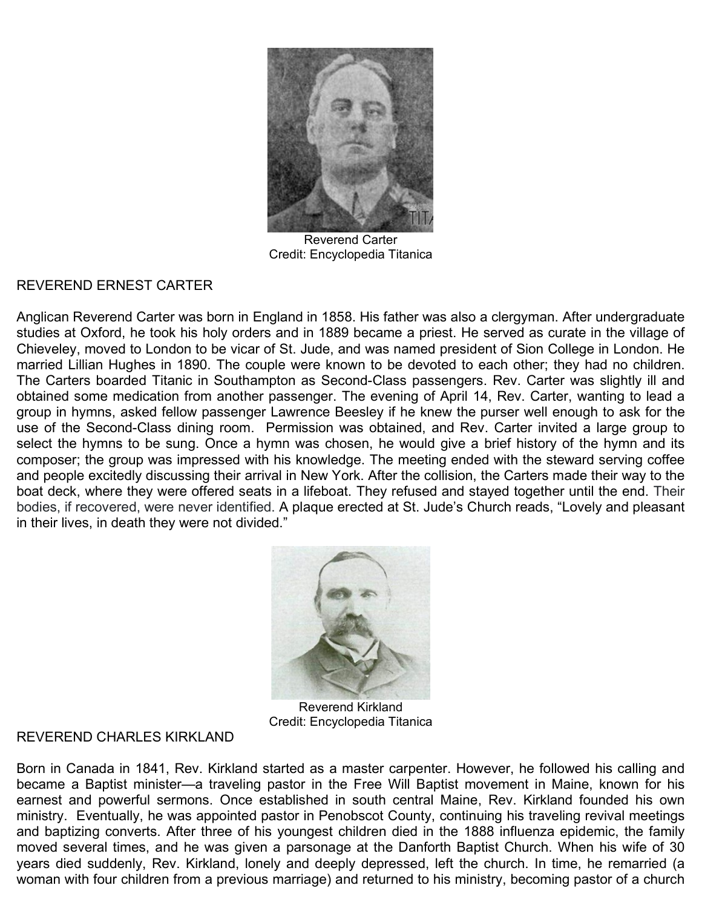Reverend Carter
Credit: Encyclopedia Titanica

## REVEREND ERNEST CARTER

Anglican Reverend Carter was born in England in 1858. His father was also a clergyman. After undergraduate studies at Oxford, he took his holy orders and in 1889 became a priest. He served as curate in the village of Chieveley, moved to London to be vicar of St. Jude, and was named president of Sion College in London. He married Lillian Hughes in 1890. The couple were known to be devoted to each other; they had no children. The Carters boarded Titanic in Southampton as Second-Class passengers. Rev. Carter was slightly ill and obtained some medication from another passenger. The evening of April 14, Rev. Carter, wanting to lead a group in hymns, asked fellow passenger Lawrence Beesley if he knew the purser well enough to ask for the use of the Second-Class dining room. Permission was obtained, and Rev. Carter invited a large group to select the hymns to be sung. Once a hymn was chosen, he would give a brief history of the hymn and its composer; the group was impressed with his knowledge. The meeting ended with the steward serving coffee and people excitedly discussing their arrival in New York. After the collision, the Carters made their way to the boat deck, where they were offered seats in a lifeboat. They refused and stayed together until the end. Their bodies, if recovered, were never identified. A plaque erected at St. Jude's Church reads, "Lovely and pleasant in their lives, in death they were not divided."

Reverend Kirkland
Credit: Encyclopedia Titanica

## REVEREND CHARLES KIRKLAND

Born in Canada in 1841, Rev. Kirkland started as a master carpenter. However, he followed his calling and became a Baptist minister—a traveling pastor in the Free Will Baptist movement in Maine, known for his earnest and powerful sermons. Once established in south central Maine, Rev. Kirkland founded his own ministry. Eventually, he was appointed pastor in Penobscot County, continuing his traveling revival meetings and baptizing converts. After three of his youngest children died in the 1888 influenza epidemic, the family moved several times, and he was given a parsonage at the Danforth Baptist Church. When his wife of 30 years died suddenly, Rev. Kirkland, lonely and deeply depressed, left the church. In time, he remarried (a woman with four children from a previous marriage) and returned to his ministry, becoming pastor of a church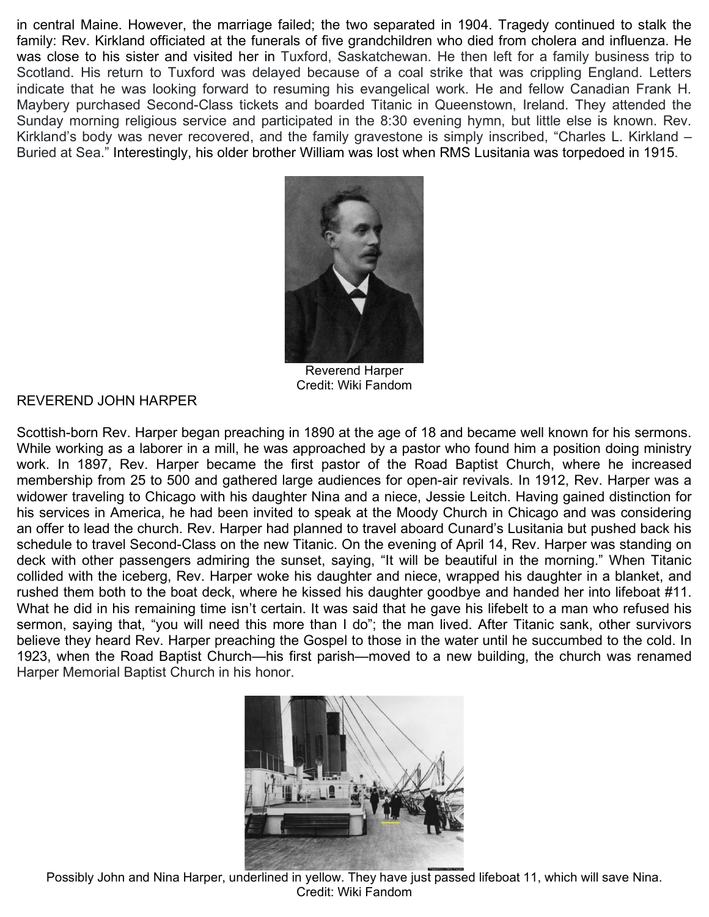in central Maine. However, the marriage failed; the two separated in 1904. Tragedy continued to stalk the family: Rev. Kirkland officiated at the funerals of five grandchildren who died from cholera and influenza. He was close to his sister and visited her in Tuxford, Saskatchewan. He then left for a family business trip to Scotland. His return to Tuxford was delayed because of a coal strike that was crippling England. Letters indicate that he was looking forward to resuming his evangelical work. He and fellow Canadian Frank H. Maybery purchased Second-Class tickets and boarded Titanic in Queenstown, Ireland. They attended the Sunday morning religious service and participated in the 8:30 evening hymn, but little else is known. Rev. Kirkland's body was never recovered, and the family gravestone is simply inscribed, "Charles L. Kirkland – Buried at Sea." Interestingly, his older brother William was lost when RMS Lusitania was torpedoed in 1915.

Reverend Harper
Credit: Wiki Fandom

## REVEREND JOHN HARPER

Scottish-born Rev. Harper began preaching in 1890 at the age of 18 and became well known for his sermons. While working as a laborer in a mill, he was approached by a pastor who found him a position doing ministry work. In 1897, Rev. Harper became the first pastor of the Road Baptist Church, where he increased membership from 25 to 500 and gathered large audiences for open-air revivals. In 1912, Rev. Harper was a widower traveling to Chicago with his daughter Nina and a niece, Jessie Leitch. Having gained distinction for his services in America, he had been invited to speak at the Moody Church in Chicago and was considering an offer to lead the church. Rev. Harper had planned to travel aboard Cunard's Lusitania but pushed back his schedule to travel Second-Class on the new Titanic. On the evening of April 14, Rev. Harper was standing on deck with other passengers admiring the sunset, saying, "It will be beautiful in the morning." When Titanic collided with the iceberg, Rev. Harper woke his daughter and niece, wrapped his daughter in a blanket, and rushed them both to the boat deck, where he kissed his daughter goodbye and handed her into lifeboat #11. What he did in his remaining time isn't certain. It was said that he gave his lifebelt to a man who refused his sermon, saying that, "you will need this more than I do"; the man lived. After Titanic sank, other survivors believe they heard Rev. Harper preaching the Gospel to those in the water until he succumbed to the cold. In 1923, when the Road Baptist Church—his first parish—moved to a new building, the church was renamed Harper Memorial Baptist Church in his honor.

Possibly John and Nina Harper, underlined in yellow. They have just passed lifeboat 11, which will save Nina.
Credit: Wiki Fandom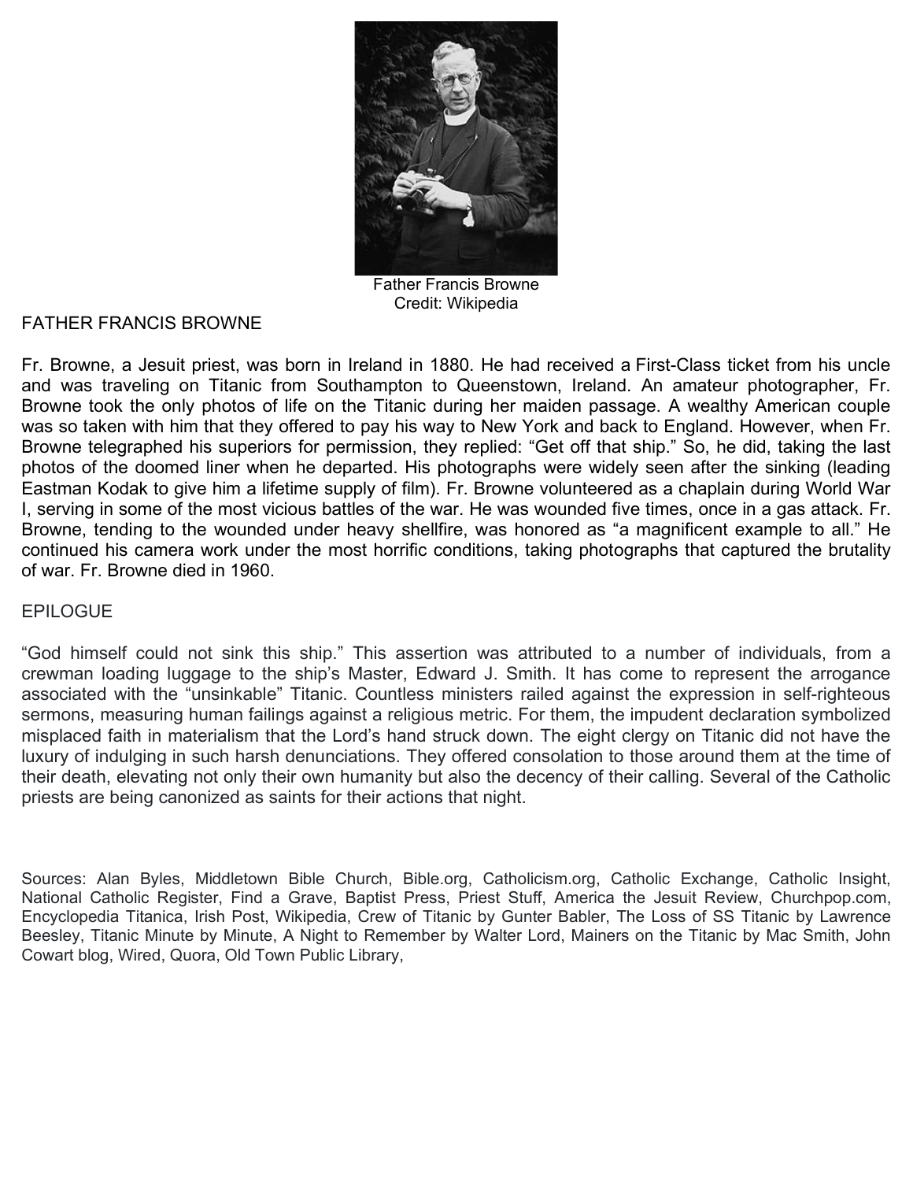Father Francis Browne
Credit: Wikipedia

## FATHER FRANCIS BROWNE

Fr. Browne, a Jesuit priest, was born in Ireland in 1880. He had received a First-Class ticket from his uncle and was traveling on Titanic from Southampton to Queenstown, Ireland. An amateur photographer, Fr. Browne took the only photos of life on the Titanic during her maiden passage. A wealthy American couple was so taken with him that they offered to pay his way to New York and back to England. However, when Fr. Browne telegraphed his superiors for permission, they replied: "Get off that ship." So, he did, taking the last photos of the doomed liner when he departed. His photographs were widely seen after the sinking (leading Eastman Kodak to give him a lifetime supply of film). Fr. Browne volunteered as a chaplain during World War I, serving in some of the most vicious battles of the war. He was wounded five times, once in a gas attack. Fr. Browne, tending to the wounded under heavy shellfire, was honored as "a magnificent example to all." He continued his camera work under the most horrific conditions, taking photographs that captured the brutality of war. Fr. Browne died in 1960.

## EPILOGUE

"God himself could not sink this ship." This assertion was attributed to a number of individuals, from a crewman loading luggage to the ship's Master, Edward J. Smith. It has come to represent the arrogance associated with the "unsinkable" Titanic. Countless ministers railed against the expression in self-righteous sermons, measuring human failings against a religious metric. For them, the impudent declaration symbolized misplaced faith in materialism that the Lord's hand struck down. The eight clergy on Titanic did not have the luxury of indulging in such harsh denunciations. They offered consolation to those around them at the time of their death, elevating not only their own humanity but also the decency of their calling. Several of the Catholic priests are being canonized as saints for their actions that night.

Sources: Alan Byles, Middletown Bible Church, Bible.org, Catholicism.org, Catholic Exchange, Catholic Insight, National Catholic Register, Find a Grave, Baptist Press, Priest Stuff, America the Jesuit Review, Churchpop.com, Encyclopedia Titanica, Irish Post, Wikipedia, Crew of Titanic by Gunter Babler, The Loss of SS Titanic by Lawrence Beesley, Titanic Minute by Minute, A Night to Remember by Walter Lord, Mainers on the Titanic by Mac Smith, John Cowart blog, Wired, Quora, Old Town Public Library,